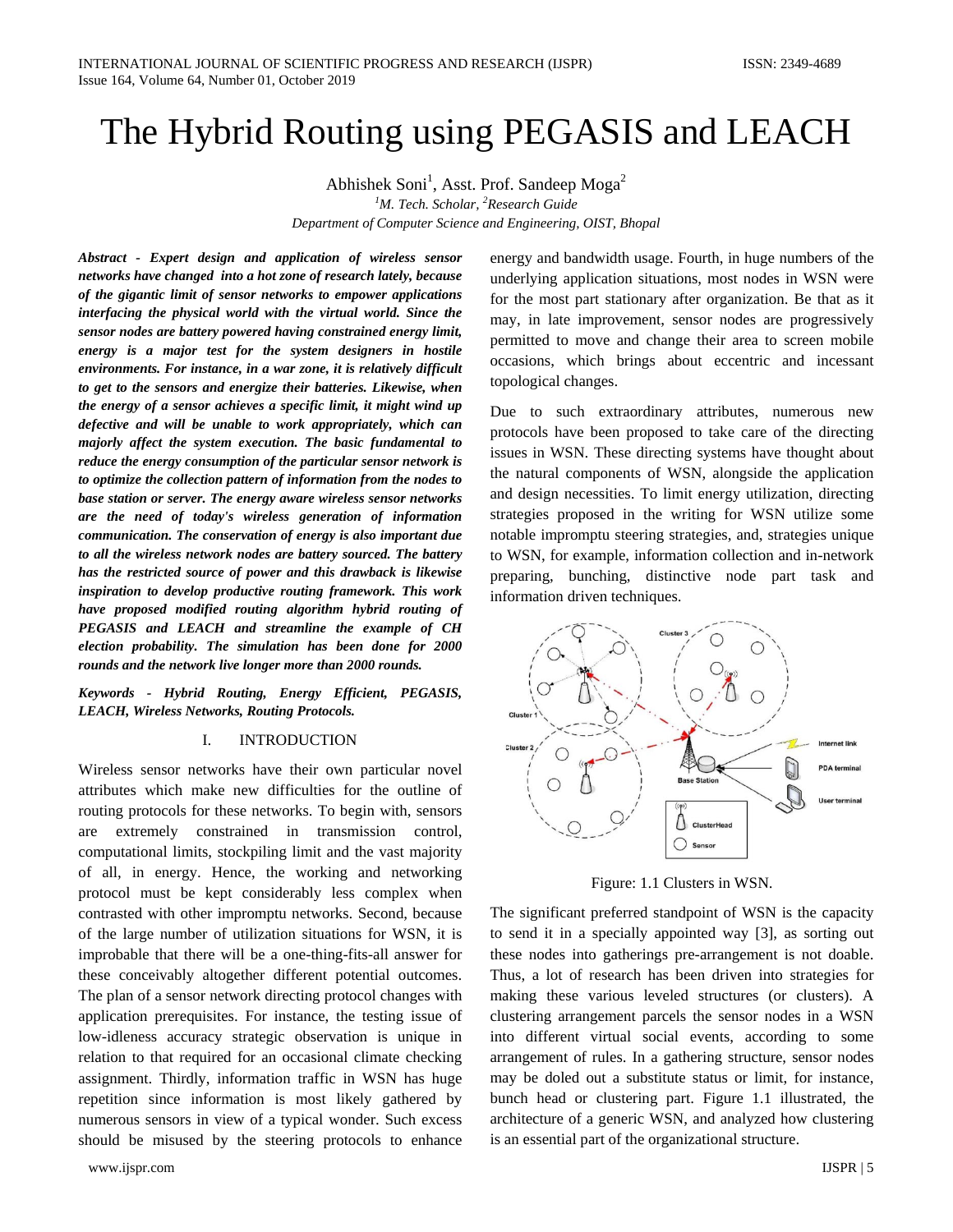# The Hybrid Routing using PEGASIS and LEACH

Abhishek Soni[1], Asst. Prof. Sandeep Moga[2]

[1]*M. Tech. Scholar,* [2]*Research Guide*

*Department of Computer Science and Engineering, OIST, Bhopal*

***Abstract - Expert design and application of wireless sensor networks have changed into a hot zone of research lately, because of the gigantic limit of sensor networks to empower applications interfacing the physical world with the virtual world. Since the sensor nodes are battery powered having constrained energy limit, energy is a major test for the system designers in hostile environments. For instance, in a war zone, it is relatively difficult to get to the sensors and energize their batteries. Likewise, when the energy of a sensor achieves a specific limit, it might wind up defective and will be unable to work appropriately, which can majorly affect the system execution. The basic fundamental to reduce the energy consumption of the particular sensor network is to optimize the collection pattern of information from the nodes to base station or server. The energy aware wireless sensor networks are the need of today's wireless generation of information communication. The conservation of energy is also important due to all the wireless network nodes are battery sourced. The battery has the restricted source of power and this drawback is likewise inspiration to develop productive routing framework. This work have proposed modified routing algorithm hybrid routing of PEGASIS and LEACH and streamline the example of CH election probability. The simulation has been done for 2000 rounds and the network live longer more than 2000 rounds.***

***Keywords - Hybrid Routing, Energy Efficient, PEGASIS, LEACH, Wireless Networks, Routing Protocols.***

## I. INTRODUCTION

Wireless sensor networks have their own particular novel attributes which make new difficulties for the outline of routing protocols for these networks. To begin with, sensors are extremely constrained in transmission control, computational limits, stockpiling limit and the vast majority of all, in energy. Hence, the working and networking protocol must be kept considerably less complex when contrasted with other impromptu networks. Second, because of the large number of utilization situations for WSN, it is improbable that there will be a one-thing-fits-all answer for these conceivably altogether different potential outcomes. The plan of a sensor network directing protocol changes with application prerequisites. For instance, the testing issue of low-idleness accuracy strategic observation is unique in relation to that required for an occasional climate checking assignment. Thirdly, information traffic in WSN has huge repetition since information is most likely gathered by numerous sensors in view of a typical wonder. Such excess should be misused by the steering protocols to enhance energy and bandwidth usage. Fourth, in huge numbers of the underlying application situations, most nodes in WSN were for the most part stationary after organization. Be that as it may, in late improvement, sensor nodes are progressively permitted to move and change their area to screen mobile occasions, which brings about eccentric and incessant topological changes.

Due to such extraordinary attributes, numerous new protocols have been proposed to take care of the directing issues in WSN. These directing systems have thought about the natural components of WSN, alongside the application and design necessities. To limit energy utilization, directing strategies proposed in the writing for WSN utilize some notable impromptu steering strategies, and, strategies unique to WSN, for example, information collection and in-network preparing, bunching, distinctive node part task and information driven techniques.

Figure: 1.1 Clusters in WSN.

The significant preferred standpoint of WSN is the capacity to send it in a specially appointed way [3], as sorting out these nodes into gatherings pre-arrangement is not doable. Thus, a lot of research has been driven into strategies for making these various leveled structures (or clusters). A clustering arrangement parcels the sensor nodes in a WSN into different virtual social events, according to some arrangement of rules. In a gathering structure, sensor nodes may be doled out a substitute status or limit, for instance, bunch head or clustering part. Figure 1.1 illustrated, the architecture of a generic WSN, and analyzed how clustering is an essential part of the organizational structure.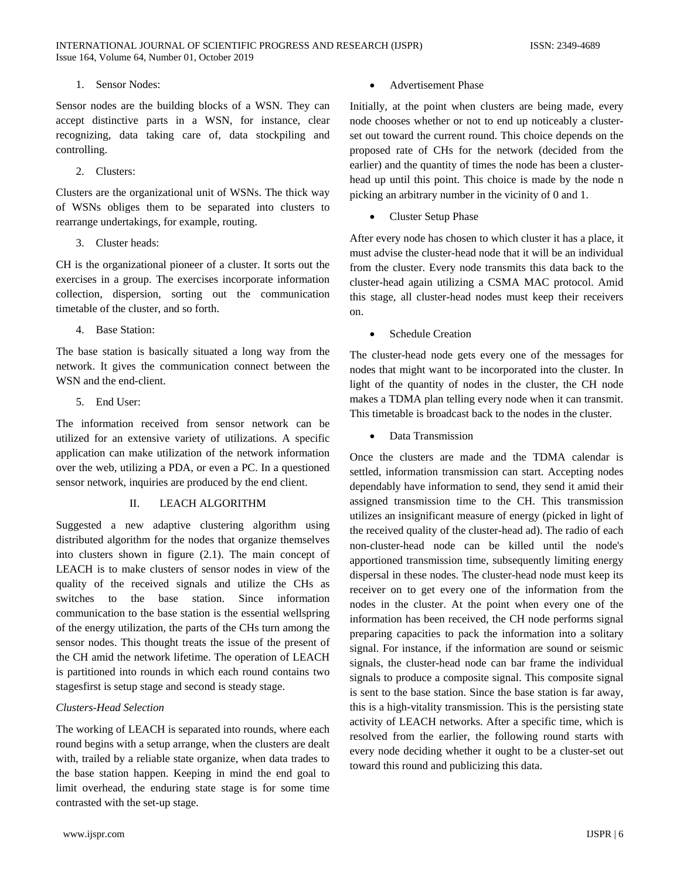1. Sensor Nodes:

Sensor nodes are the building blocks of a WSN. They can accept distinctive parts in a WSN, for instance, clear recognizing, data taking care of, data stockpiling and controlling.

2. Clusters:

Clusters are the organizational unit of WSNs. The thick way of WSNs obliges them to be separated into clusters to rearrange undertakings, for example, routing.

3. Cluster heads:

CH is the organizational pioneer of a cluster. It sorts out the exercises in a group. The exercises incorporate information collection, dispersion, sorting out the communication timetable of the cluster, and so forth.

4. Base Station:

The base station is basically situated a long way from the network. It gives the communication connect between the WSN and the end-client.

5. End User:

The information received from sensor network can be utilized for an extensive variety of utilizations. A specific application can make utilization of the network information over the web, utilizing a PDA, or even a PC. In a questioned sensor network, inquiries are produced by the end client.

## II. LEACH ALGORITHM

Suggested a new adaptive clustering algorithm using distributed algorithm for the nodes that organize themselves into clusters shown in figure (2.1). The main concept of LEACH is to make clusters of sensor nodes in view of the quality of the received signals and utilize the CHs as switches to the base station. Since information communication to the base station is the essential wellspring of the energy utilization, the parts of the CHs turn among the sensor nodes. This thought treats the issue of the present of the CH amid the network lifetime. The operation of LEACH is partitioned into rounds in which each round contains two stagesfirst is setup stage and second is steady stage.

*Clusters-Head Selection*

The working of LEACH is separated into rounds, where each round begins with a setup arrange, when the clusters are dealt with, trailed by a reliable state organize, when data trades to the base station happen. Keeping in mind the end goal to limit overhead, the enduring state stage is for some time contrasted with the set-up stage.

- Advertisement Phase

Initially, at the point when clusters are being made, every node chooses whether or not to end up noticeably a cluster-set out toward the current round. This choice depends on the proposed rate of CHs for the network (decided from the earlier) and the quantity of times the node has been a cluster-head up until this point. This choice is made by the node n picking an arbitrary number in the vicinity of 0 and 1.

- Cluster Setup Phase

After every node has chosen to which cluster it has a place, it must advise the cluster-head node that it will be an individual from the cluster. Every node transmits this data back to the cluster-head again utilizing a CSMA MAC protocol. Amid this stage, all cluster-head nodes must keep their receivers on.

- Schedule Creation

The cluster-head node gets every one of the messages for nodes that might want to be incorporated into the cluster. In light of the quantity of nodes in the cluster, the CH node makes a TDMA plan telling every node when it can transmit. This timetable is broadcast back to the nodes in the cluster.

- Data Transmission

Once the clusters are made and the TDMA calendar is settled, information transmission can start. Accepting nodes dependably have information to send, they send it amid their assigned transmission time to the CH. This transmission utilizes an insignificant measure of energy (picked in light of the received quality of the cluster-head ad). The radio of each non-cluster-head node can be killed until the node's apportioned transmission time, subsequently limiting energy dispersal in these nodes. The cluster-head node must keep its receiver on to get every one of the information from the nodes in the cluster. At the point when every one of the information has been received, the CH node performs signal preparing capacities to pack the information into a solitary signal. For instance, if the information are sound or seismic signals, the cluster-head node can bar frame the individual signals to produce a composite signal. This composite signal is sent to the base station. Since the base station is far away, this is a high-vitality transmission. This is the persisting state activity of LEACH networks. After a specific time, which is resolved from the earlier, the following round starts with every node deciding whether it ought to be a cluster-set out toward this round and publicizing this data.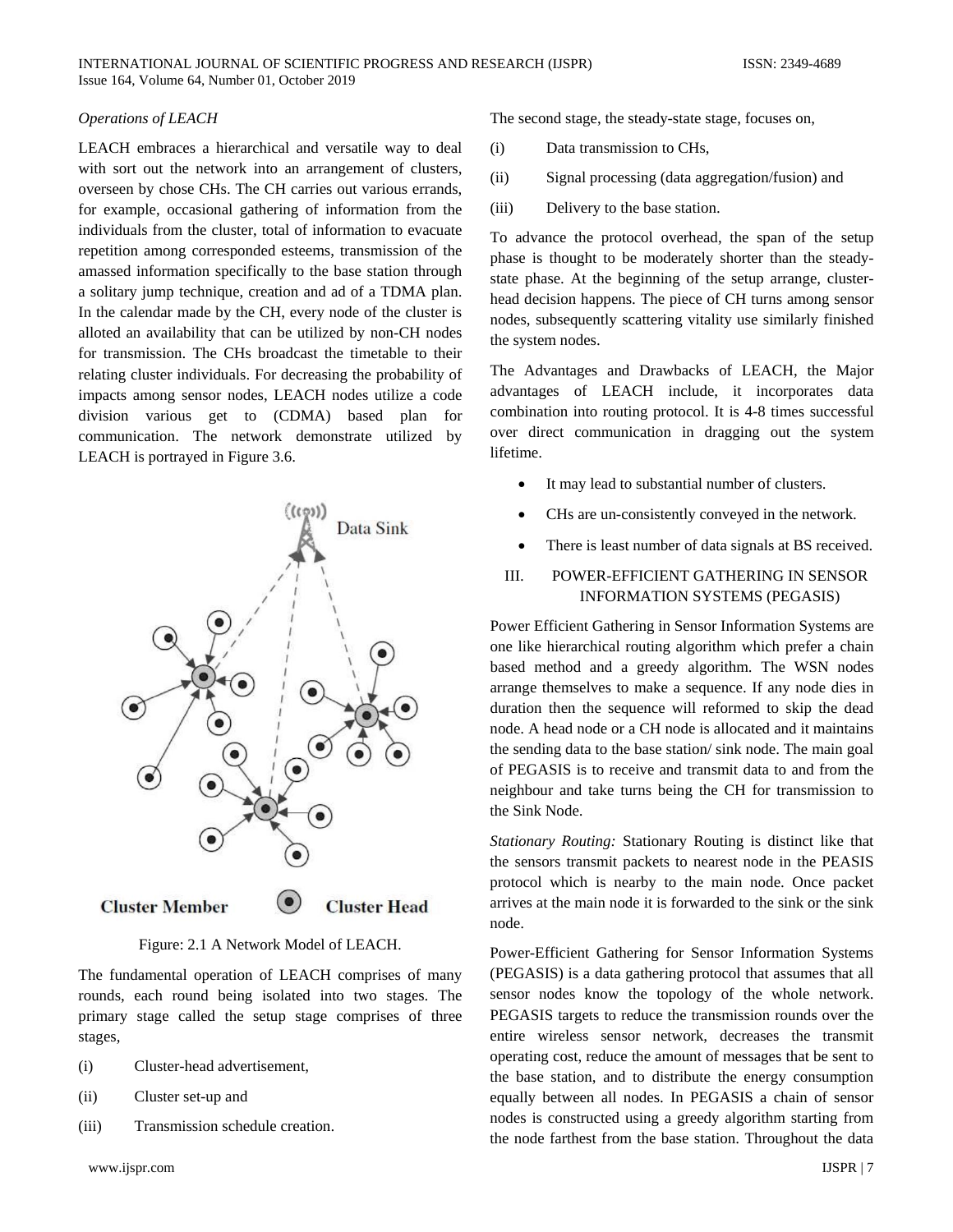*Operations of LEACH*

LEACH embraces a hierarchical and versatile way to deal with sort out the network into an arrangement of clusters, overseen by chose CHs. The CH carries out various errands, for example, occasional gathering of information from the individuals from the cluster, total of information to evacuate repetition among corresponded esteems, transmission of the amassed information specifically to the base station through a solitary jump technique, creation and ad of a TDMA plan. In the calendar made by the CH, every node of the cluster is alloted an availability that can be utilized by non-CH nodes for transmission. The CHs broadcast the timetable to their relating cluster individuals. For decreasing the probability of impacts among sensor nodes, LEACH nodes utilize a code division various get to (CDMA) based plan for communication. The network demonstrate utilized by LEACH is portrayed in Figure 3.6.

Figure: 2.1 A Network Model of LEACH.

The fundamental operation of LEACH comprises of many rounds, each round being isolated into two stages. The primary stage called the setup stage comprises of three stages,

(i) Cluster-head advertisement,

(ii) Cluster set-up and

(iii) Transmission schedule creation.

The second stage, the steady-state stage, focuses on,

(i) Data transmission to CHs,

(ii) Signal processing (data aggregation/fusion) and

(iii) Delivery to the base station.

To advance the protocol overhead, the span of the setup phase is thought to be moderately shorter than the steady-state phase. At the beginning of the setup arrange, cluster-head decision happens. The piece of CH turns among sensor nodes, subsequently scattering vitality use similarly finished the system nodes.

The Advantages and Drawbacks of LEACH, the Major advantages of LEACH include, it incorporates data combination into routing protocol. It is 4-8 times successful over direct communication in dragging out the system lifetime.

- It may lead to substantial number of clusters.
- CHs are un-consistently conveyed in the network.
- There is least number of data signals at BS received.

## III. POWER-EFFICIENT GATHERING IN SENSOR INFORMATION SYSTEMS (PEGASIS)

Power Efficient Gathering in Sensor Information Systems are one like hierarchical routing algorithm which prefer a chain based method and a greedy algorithm. The WSN nodes arrange themselves to make a sequence. If any node dies in duration then the sequence will reformed to skip the dead node. A head node or a CH node is allocated and it maintains the sending data to the base station/ sink node. The main goal of PEGASIS is to receive and transmit data to and from the neighbour and take turns being the CH for transmission to the Sink Node.

*Stationary Routing:* Stationary Routing is distinct like that the sensors transmit packets to nearest node in the PEASIS protocol which is nearby to the main node. Once packet arrives at the main node it is forwarded to the sink or the sink node.

Power-Efficient Gathering for Sensor Information Systems (PEGASIS) is a data gathering protocol that assumes that all sensor nodes know the topology of the whole network. PEGASIS targets to reduce the transmission rounds over the entire wireless sensor network, decreases the transmit operating cost, reduce the amount of messages that be sent to the base station, and to distribute the energy consumption equally between all nodes. In PEGASIS a chain of sensor nodes is constructed using a greedy algorithm starting from the node farthest from the base station. Throughout the data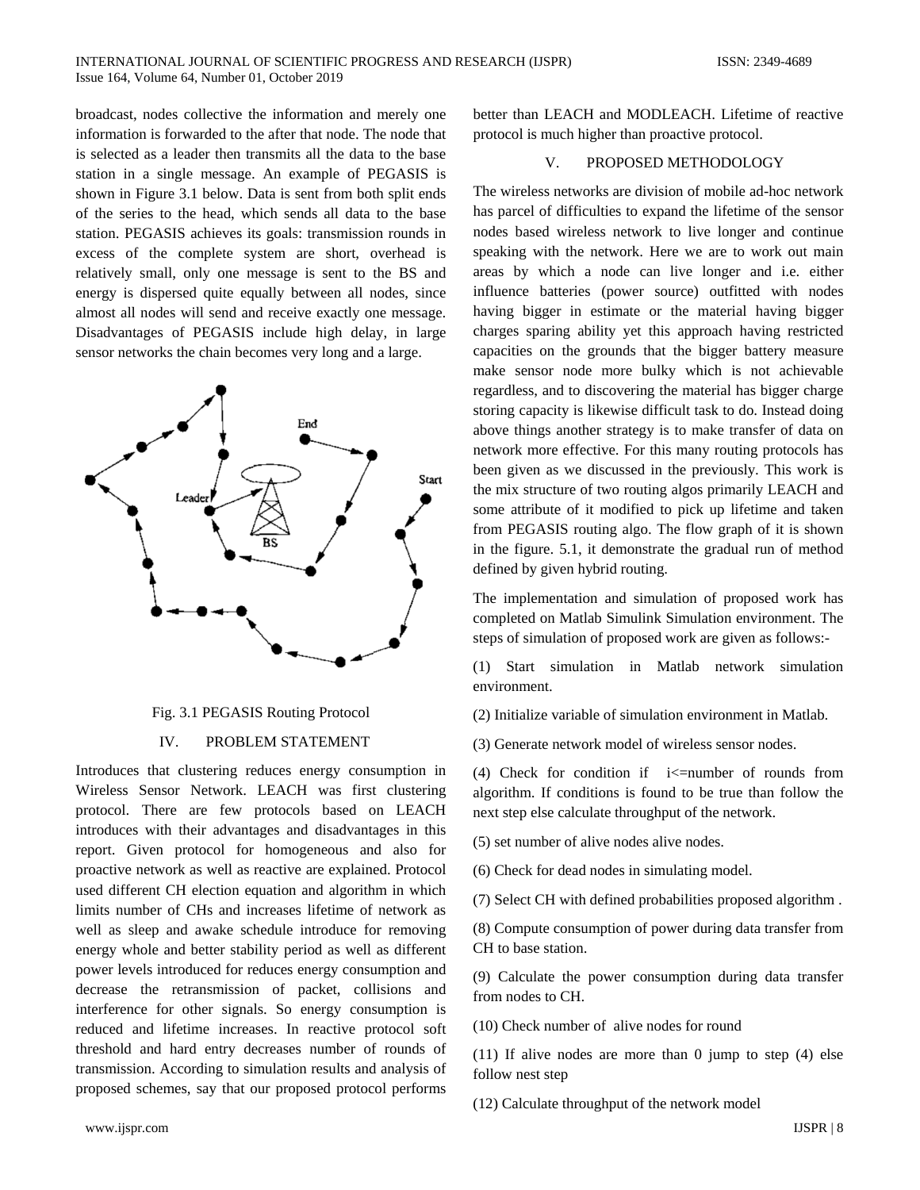broadcast, nodes collective the information and merely one information is forwarded to the after that node. The node that is selected as a leader then transmits all the data to the base station in a single message. An example of PEGASIS is shown in Figure 3.1 below. Data is sent from both split ends of the series to the head, which sends all data to the base station. PEGASIS achieves its goals: transmission rounds in excess of the complete system are short, overhead is relatively small, only one message is sent to the BS and energy is dispersed quite equally between all nodes, since almost all nodes will send and receive exactly one message. Disadvantages of PEGASIS include high delay, in large sensor networks the chain becomes very long and a large.

Fig. 3.1 PEGASIS Routing Protocol

## IV. PROBLEM STATEMENT

Introduces that clustering reduces energy consumption in Wireless Sensor Network. LEACH was first clustering protocol. There are few protocols based on LEACH introduces with their advantages and disadvantages in this report. Given protocol for homogeneous and also for proactive network as well as reactive are explained. Protocol used different CH election equation and algorithm in which limits number of CHs and increases lifetime of network as well as sleep and awake schedule introduce for removing energy whole and better stability period as well as different power levels introduced for reduces energy consumption and decrease the retransmission of packet, collisions and interference for other signals. So energy consumption is reduced and lifetime increases. In reactive protocol soft threshold and hard entry decreases number of rounds of transmission. According to simulation results and analysis of proposed schemes, say that our proposed protocol performs better than LEACH and MODLEACH. Lifetime of reactive protocol is much higher than proactive protocol.

## V. PROPOSED METHODOLOGY

The wireless networks are division of mobile ad-hoc network has parcel of difficulties to expand the lifetime of the sensor nodes based wireless network to live longer and continue speaking with the network. Here we are to work out main areas by which a node can live longer and i.e. either influence batteries (power source) outfitted with nodes having bigger in estimate or the material having bigger charges sparing ability yet this approach having restricted capacities on the grounds that the bigger battery measure make sensor node more bulky which is not achievable regardless, and to discovering the material has bigger charge storing capacity is likewise difficult task to do. Instead doing above things another strategy is to make transfer of data on network more effective. For this many routing protocols has been given as we discussed in the previously. This work is the mix structure of two routing algos primarily LEACH and some attribute of it modified to pick up lifetime and taken from PEGASIS routing algo. The flow graph of it is shown in the figure. 5.1, it demonstrate the gradual run of method defined by given hybrid routing.

The implementation and simulation of proposed work has completed on Matlab Simulink Simulation environment. The steps of simulation of proposed work are given as follows:-

(1) Start simulation in Matlab network simulation environment.

(2) Initialize variable of simulation environment in Matlab.

(3) Generate network model of wireless sensor nodes.

(4) Check for condition if i<=number of rounds from algorithm. If conditions is found to be true than follow the next step else calculate throughput of the network.

(5) set number of alive nodes alive nodes.

(6) Check for dead nodes in simulating model.

(7) Select CH with defined probabilities proposed algorithm .

(8) Compute consumption of power during data transfer from CH to base station.

(9) Calculate the power consumption during data transfer from nodes to CH.

(10) Check number of alive nodes for round

(11) If alive nodes are more than 0 jump to step (4) else follow nest step

(12) Calculate throughput of the network model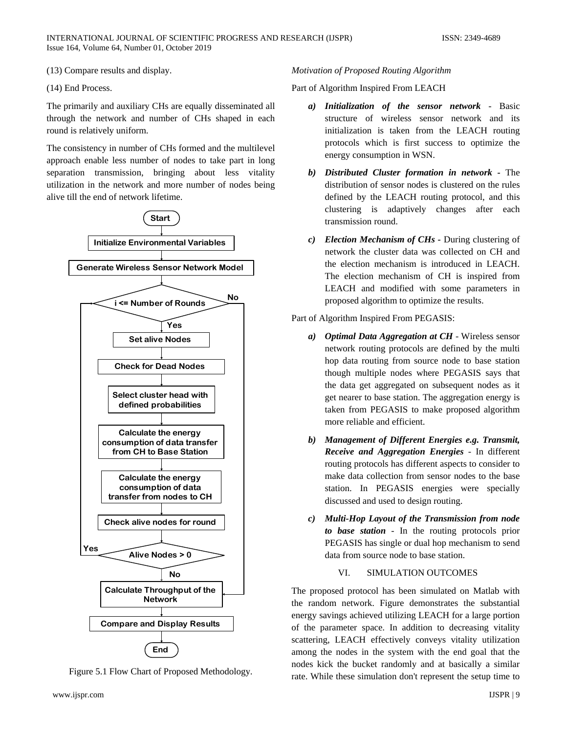(13) Compare results and display.

(14) End Process.

The primarily and auxiliary CHs are equally disseminated all through the network and number of CHs shaped in each round is relatively uniform.

The consistency in number of CHs formed and the multilevel approach enable less number of nodes to take part in long separation transmission, bringing about less vitality utilization in the network and more number of nodes being alive till the end of network lifetime.

Figure 5.1 Flow Chart of Proposed Methodology.

*Motivation of Proposed Routing Algorithm*

Part of Algorithm Inspired From LEACH

- ***a) Initialization of the sensor network*** - Basic structure of wireless sensor network and its initialization is taken from the LEACH routing protocols which is first success to optimize the energy consumption in WSN.
- ***b) Distributed Cluster formation in network*** - The distribution of sensor nodes is clustered on the rules defined by the LEACH routing protocol, and this clustering is adaptively changes after each transmission round.
- ***c) Election Mechanism of CHs -*** During clustering of network the cluster data was collected on CH and the election mechanism is introduced in LEACH. The election mechanism of CH is inspired from LEACH and modified with some parameters in proposed algorithm to optimize the results.

Part of Algorithm Inspired From PEGASIS:

- ***a) Optimal Data Aggregation at CH*** - Wireless sensor network routing protocols are defined by the multi hop data routing from source node to base station though multiple nodes where PEGASIS says that the data get aggregated on subsequent nodes as it get nearer to base station. The aggregation energy is taken from PEGASIS to make proposed algorithm more reliable and efficient.
- ***b) Management of Different Energies e.g. Transmit, Receive and Aggregation Energies*** - In different routing protocols has different aspects to consider to make data collection from sensor nodes to the base station. In PEGASIS energies were specially discussed and used to design routing.
- ***c) Multi-Hop Layout of the Transmission from node to base station*** - In the routing protocols prior PEGASIS has single or dual hop mechanism to send data from source node to base station.

## VI. SIMULATION OUTCOMES

The proposed protocol has been simulated on Matlab with the random network. Figure demonstrates the substantial energy savings achieved utilizing LEACH for a large portion of the parameter space. In addition to decreasing vitality scattering, LEACH effectively conveys vitality utilization among the nodes in the system with the end goal that the nodes kick the bucket randomly and at basically a similar rate. While these simulation don't represent the setup time to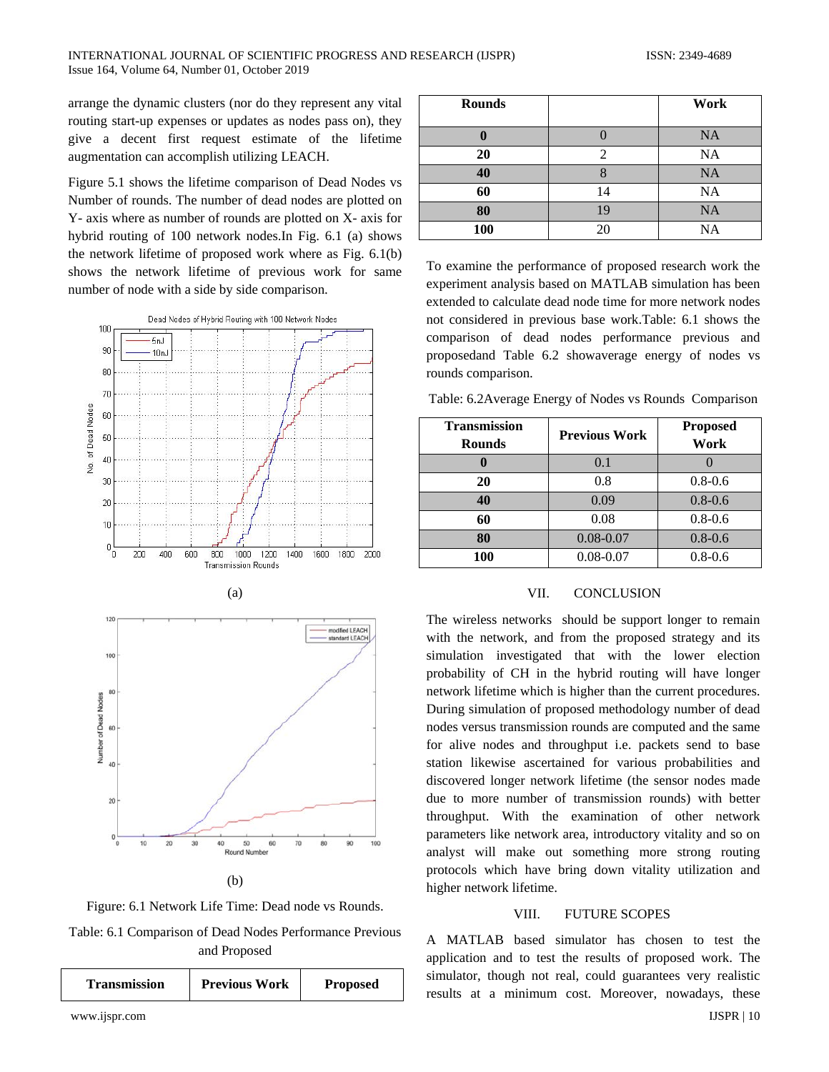arrange the dynamic clusters (nor do they represent any vital routing start-up expenses or updates as nodes pass on), they give a decent first request estimate of the lifetime augmentation can accomplish utilizing LEACH.

Figure 5.1 shows the lifetime comparison of Dead Nodes vs Number of rounds. The number of dead nodes are plotted on Y- axis where as number of rounds are plotted on X- axis for hybrid routing of 100 network nodes.In Fig. 6.1 (a) shows the network lifetime of proposed work where as Fig. 6.1(b) shows the network lifetime of previous work for same number of node with a side by side comparison.

(a)

(b)

Figure: 6.1 Network Life Time: Dead node vs Rounds.

Table: 6.1 Comparison of Dead Nodes Performance Previous and Proposed

| Transmission Rounds | Previous Work | Proposed Work |
|---|---|---|
| 0 | 0 | NA |
| 20 | 2 | NA |
| 40 | 8 | NA |
| 60 | 14 | NA |
| 80 | 19 | NA |
| 100 | 20 | NA |

To examine the performance of proposed research work the experiment analysis based on MATLAB simulation has been extended to calculate dead node time for more network nodes not considered in previous base work.Table: 6.1 shows the comparison of dead nodes performance previous and proposedand Table 6.2 showaverage energy of nodes vs rounds comparison.

Table: 6.2Average Energy of Nodes vs Rounds Comparison

| Transmission Rounds | Previous Work | Proposed Work |
|---|---|---|
| 0 | 0.1 | 0 |
| 20 | 0.8 | 0.8-0.6 |
| 40 | 0.09 | 0.8-0.6 |
| 60 | 0.08 | 0.8-0.6 |
| 80 | 0.08-0.07 | 0.8-0.6 |
| 100 | 0.08-0.07 | 0.8-0.6 |

## VII. CONCLUSION

The wireless networks should be support longer to remain with the network, and from the proposed strategy and its simulation investigated that with the lower election probability of CH in the hybrid routing will have longer network lifetime which is higher than the current procedures. During simulation of proposed methodology number of dead nodes versus transmission rounds are computed and the same for alive nodes and throughput i.e. packets send to base station likewise ascertained for various probabilities and discovered longer network lifetime (the sensor nodes made due to more number of transmission rounds) with better throughput. With the examination of other network parameters like network area, introductory vitality and so on analyst will make out something more strong routing protocols which have bring down vitality utilization and higher network lifetime.

## VIII. FUTURE SCOPES

A MATLAB based simulator has chosen to test the application and to test the results of proposed work. The simulator, though not real, could guarantees very realistic results at a minimum cost. Moreover, nowadays, these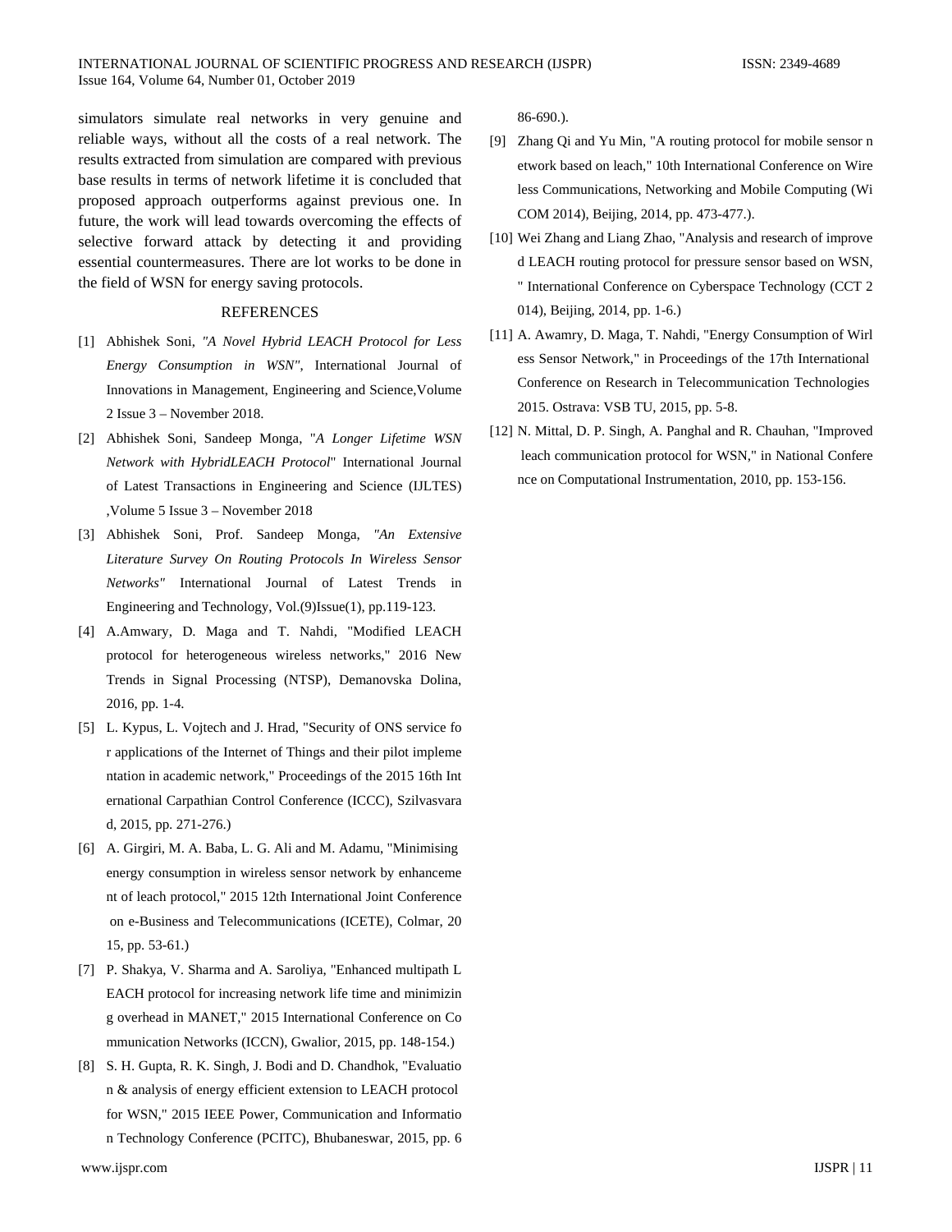simulators simulate real networks in very genuine and reliable ways, without all the costs of a real network. The results extracted from simulation are compared with previous base results in terms of network lifetime it is concluded that proposed approach outperforms against previous one. In future, the work will lead towards overcoming the effects of selective forward attack by detecting it and providing essential countermeasures. There are lot works to be done in the field of WSN for energy saving protocols.

## REFERENCES

[1] Abhishek Soni, *"A Novel Hybrid LEACH Protocol for Less Energy Consumption in WSN"*, International Journal of Innovations in Management, Engineering and Science,Volume 2 Issue 3 – November 2018.

[2] Abhishek Soni, Sandeep Monga, "*A Longer Lifetime WSN Network with HybridLEACH Protocol*" International Journal of Latest Transactions in Engineering and Science (IJLTES) ,Volume 5 Issue 3 – November 2018

[3] Abhishek Soni, Prof. Sandeep Monga, *"An Extensive Literature Survey On Routing Protocols In Wireless Sensor Networks"* International Journal of Latest Trends in Engineering and Technology, Vol.(9)Issue(1), pp.119-123.

[4] A.Amwary, D. Maga and T. Nahdi, "Modified LEACH protocol for heterogeneous wireless networks," 2016 New Trends in Signal Processing (NTSP), Demanovska Dolina, 2016, pp. 1-4.

[5] L. Kypus, L. Vojtech and J. Hrad, "Security of ONS service fo r applications of the Internet of Things and their pilot impleme ntation in academic network," Proceedings of the 2015 16th Int ernational Carpathian Control Conference (ICCC), Szilvasvara d, 2015, pp. 271-276.)

[6] A. Girgiri, M. A. Baba, L. G. Ali and M. Adamu, "Minimising energy consumption in wireless sensor network by enhanceme nt of leach protocol," 2015 12th International Joint Conference on e-Business and Telecommunications (ICETE), Colmar, 20 15, pp. 53-61.)

[7] P. Shakya, V. Sharma and A. Saroliya, "Enhanced multipath L EACH protocol for increasing network life time and minimizin g overhead in MANET," 2015 International Conference on Co mmunication Networks (ICCN), Gwalior, 2015, pp. 148-154.)

[8] S. H. Gupta, R. K. Singh, J. Bodi and D. Chandhok, "Evaluatio n & analysis of energy efficient extension to LEACH protocol for WSN," 2015 IEEE Power, Communication and Informatio n Technology Conference (PCITC), Bhubaneswar, 2015, pp. 6 86-690.).

[9] Zhang Qi and Yu Min, "A routing protocol for mobile sensor n etwork based on leach," 10th International Conference on Wire less Communications, Networking and Mobile Computing (Wi COM 2014), Beijing, 2014, pp. 473-477.).

[10] Wei Zhang and Liang Zhao, "Analysis and research of improve d LEACH routing protocol for pressure sensor based on WSN, " International Conference on Cyberspace Technology (CCT 2 014), Beijing, 2014, pp. 1-6.)

[11] A. Awamry, D. Maga, T. Nahdi, "Energy Consumption of Wirl ess Sensor Network," in Proceedings of the 17th International Conference on Research in Telecommunication Technologies 2015. Ostrava: VSB TU, 2015, pp. 5-8.

[12] N. Mittal, D. P. Singh, A. Panghal and R. Chauhan, "Improved leach communication protocol for WSN," in National Confere nce on Computational Instrumentation, 2010, pp. 153-156.